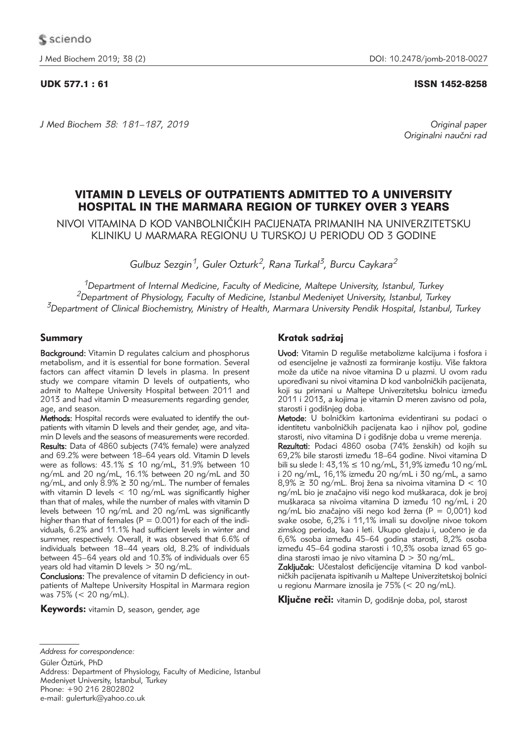UDK 577.1 : 61

ISSN 1452-8258

*Original paper*
*Originalni naučni rad*

# VITAMIN D LEVELS OF OUTPATIENTS ADMITTED TO A UNIVERSITY HOSPITAL IN THE MARMARA REGION OF TURKEY OVER 3 YEARS

NIVOI VITAMINA D KOD VANBOLNIČKIH PACIJENATA PRIMANIH NA UNIVERZITETSKU KLINIKU U MARMARA REGIONU U TURSKOJ U PERIODU OD 3 GODINE

*Gulbuz Sezgin[1], Guler Ozturk[2], Rana Turkal[3], Burcu Caykara[2]*

*[1]Department of Internal Medicine, Faculty of Medicine, Maltepe University, Istanbul, Turkey*
*[2]Department of Physiology, Faculty of Medicine, Istanbul Medeniyet University, Istanbul, Turkey*
*[3]Department of Clinical Biochemistry, Ministry of Health, Marmara University Pendik Hospital, Istanbul, Turkey*

## Summary

**Background:** Vitamin D regulates calcium and phosphorus metabolism, and it is essential for bone formation. Several factors can affect vitamin D levels in plasma. In present study we compare vitamin D levels of outpatients, who admit to Maltepe University Hospital between 2011 and 2013 and had vitamin D measurements regarding gender, age, and season.

**Methods:** Hospital records were evaluated to identify the outpatients with vitamin D levels and their gender, age, and vitamin D levels and the seasons of measurements were recorded.

**Results:** Data of 4860 subjects (74% female) were analyzed and 69.2% were between 18–64 years old. Vitamin D levels were as follows: 43.1% ≤ 10 ng/mL, 31.9% between 10 ng/mL and 20 ng/mL, 16.1% between 20 ng/mL and 30 ng/mL, and only 8.9% ≥ 30 ng/mL. The number of females with vitamin D levels < 10 ng/mL was significantly higher than that of males, while the number of males with vitamin D levels between 10 ng/mL and 20 ng/mL was significantly higher than that of females (P = 0.001) for each of the individuals, 6.2% and 11.1% had sufficient levels in winter and summer, respectively. Overall, it was observed that 6.6% of individuals between 18–44 years old, 8.2% of individuals between 45–64 years old and 10.3% of individuals over 65 years old had vitamin D levels > 30 ng/mL.

**Conclusions:** The prevalence of vitamin D deficiency in outpatients of Maltepe University Hospital in Marmara region was 75% (< 20 ng/mL).

**Keywords:** vitamin D, season, gender, age

## Kratak sadržaj

**Uvod:** Vitamin D reguliše metabolizme kalcijuma i fosfora i od esencijelne je važnosti za formiranje kostiju. Više faktora može da utiče na nivoe vitamina D u plazmi. U ovom radu upoređivani su nivoi vitamina D kod vanbolničkih pacijenata, koji su primani u Maltepe Univerzitetsku bolnicu između 2011 i 2013, a kojima je vitamin D meren zavisno od pola, starosti i godišnjeg doba.

**Metode:** U bolničkim kartonima evidentirani su podaci o identitetu vanbolničkih pacijenata kao i njihov pol, godine starosti, nivo vitamina D i godišnje doba u vreme merenja.

**Rezultati:** Podaci 4860 osoba (74% ženskih) od kojih su 69,2% bile starosti između 18–64 godine. Nivoi vitamina D bili su slede l: 43,1% ≤ 10 ng/mL, 31,9% između 10 ng/mL i 20 ng/mL, 16,1% između 20 ng/mL i 30 ng/mL, a samo 8,9% ≥ 30 ng/mL. Broj žena sa nivoima vitamina D < 10 ng/mL bio je značajno viši nego kod muškaraca, dok je broj muškaraca sa nivoima vitamina D između 10 ng/mL i 20 ng/mL bio značajno viši nego kod žerna (P = 0,001) kod svake osobe, 6,2% i 11,1% imali su dovoljne nivoe tokom zimskog perioda, kao i leti. Ukupo gledaju i, uočeno je da 6,6% osoba između 45–64 godina starosti, 8,2% osoba između 45–64 godina starosti i 10,3% osoba iznad 65 godina starosti imao je nivo vitamina D > 30 ng/mL.

**Zaključak:** Učestalost deficijencije vitamina D kod vanbolničkih pacijenata ispitivanih u Maltepe Univerzitetskoj bolnici u regionu Marmare iznosila je 75% (< 20 ng/mL).

**Ključne reči:** vitamin D, godišnje doba, pol, starost

---

*Address for correspondence:*

Güler Öztürk, PhD
Address: Department of Physiology, Faculty of Medicine, Istanbul Medeniyet University, Istanbul, Turkey
Phone: +90 216 2802802
e-mail: gulerturk@yahoo.co.uk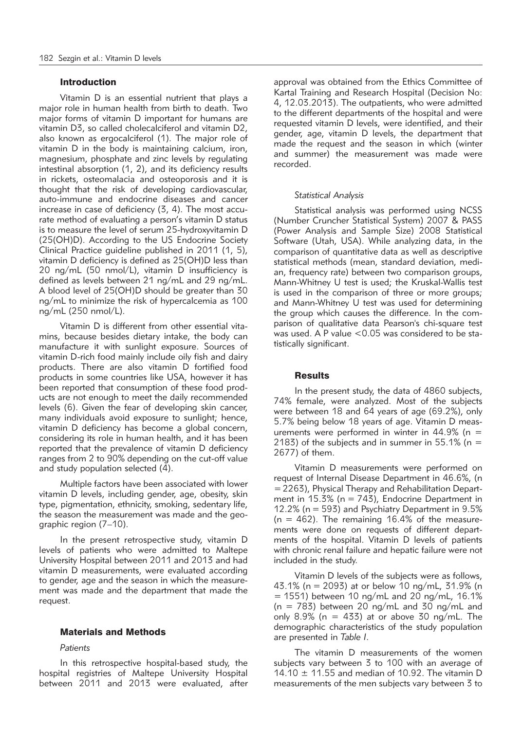## Introduction

Vitamin D is an essential nutrient that plays a major role in human health from birth to death. Two major forms of vitamin D important for humans are vitamin D3, so called cholecalciferol and vitamin D2, also known as ergocalciferol (1). The major role of vitamin D in the body is maintaining calcium, iron, magnesium, phosphate and zinc levels by regulating intestinal absorption (1, 2), and its deficiency results in rickets, osteomalacia and osteoporosis and it is thought that the risk of developing cardiovascular, auto-immune and endocrine diseases and cancer increase in case of deficiency (3, 4). The most accurate method of evaluating a person's vitamin D status is to measure the level of serum 25-hydroxyvitamin D (25(OH)D). According to the US Endocrine Society Clinical Practice guideline published in 2011 (1, 5), vitamin D deficiency is defined as 25(OH)D less than 20 ng/mL (50 nmol/L), vitamin D insufficiency is defined as levels between 21 ng/mL and 29 ng/mL. A blood level of 25(OH)D should be greater than 30 ng/mL to minimize the risk of hypercalcemia as 100 ng/mL (250 nmol/L).

Vitamin D is different from other essential vitamins, because besides dietary intake, the body can manufacture it with sunlight exposure. Sources of vitamin D-rich food mainly include oily fish and dairy products. There are also vitamin D fortified food products in some countries like USA, however it has been reported that consumption of these food products are not enough to meet the daily recommended levels (6). Given the fear of developing skin cancer, many individuals avoid exposure to sunlight; hence, vitamin D deficiency has become a global concern, considering its role in human health, and it has been reported that the prevalence of vitamin D deficiency ranges from 2 to 90% depending on the cut-off value and study population selected (4).

Multiple factors have been associated with lower vitamin D levels, including gender, age, obesity, skin type, pigmentation, ethnicity, smoking, sedentary life, the season the measurement was made and the geographic region (7–10).

In the present retrospective study, vitamin D levels of patients who were admitted to Maltepe University Hospital between 2011 and 2013 and had vitamin D measurements, were evaluated according to gender, age and the season in which the measurement was made and the department that made the request.

## Materials and Methods

### *Patients*

In this retrospective hospital-based study, the hospital registries of Maltepe University Hospital between 2011 and 2013 were evaluated, after approval was obtained from the Ethics Committee of Kartal Training and Research Hospital (Decision No: 4, 12.03.2013). The outpatients, who were admitted to the different departments of the hospital and were requested vitamin D levels, were identified, and their gender, age, vitamin D levels, the department that made the request and the season in which (winter and summer) the measurement was made were recorded.

### *Statistical Analysis*

Statistical analysis was performed using NCSS (Number Cruncher Statistical System) 2007 & PASS (Power Analysis and Sample Size) 2008 Statistical Software (Utah, USA). While analyzing data, in the comparison of quantitative data as well as descriptive statistical methods (mean, standard deviation, median, frequency rate) between two comparison groups, Mann-Whitney U test is used; the Kruskal-Wallis test is used in the comparison of three or more groups; and Mann-Whitney U test was used for determining the group which causes the difference. In the comparison of qualitative data Pearson's chi-square test was used. A P value $<0.05$ was considered to be statistically significant.

## Results

In the present study, the data of 4860 subjects, 74% female, were analyzed. Most of the subjects were between 18 and 64 years of age (69.2%), only 5.7% being below 18 years of age. Vitamin D measurements were performed in winter in 44.9% (n = 2183) of the subjects and in summer in 55.1% (n = 2677) of them.

Vitamin D measurements were performed on request of Internal Disease Department in 46.6%, (n = 2263), Physical Therapy and Rehabilitation Department in 15.3% (n = 743), Endocrine Department in 12.2% (n = 593) and Psychiatry Department in 9.5% (n = 462). The remaining 16.4% of the measurements were done on requests of different departments of the hospital. Vitamin D levels of patients with chronic renal failure and hepatic failure were not included in the study.

Vitamin D levels of the subjects were as follows, 43.1% (n = 2093) at or below 10 ng/mL, 31.9% (n = 1551) between 10 ng/mL and 20 ng/mL, 16.1% (n = 783) between 20 ng/mL and 30 ng/mL and only 8.9% (n = 433) at or above 30 ng/mL. The demographic characteristics of the study population are presented in *Table I*.

The vitamin D measurements of the women subjects vary between 3 to 100 with an average of $14.10 \pm 11.55$ and median of 10.92. The vitamin D measurements of the men subjects vary between 3 to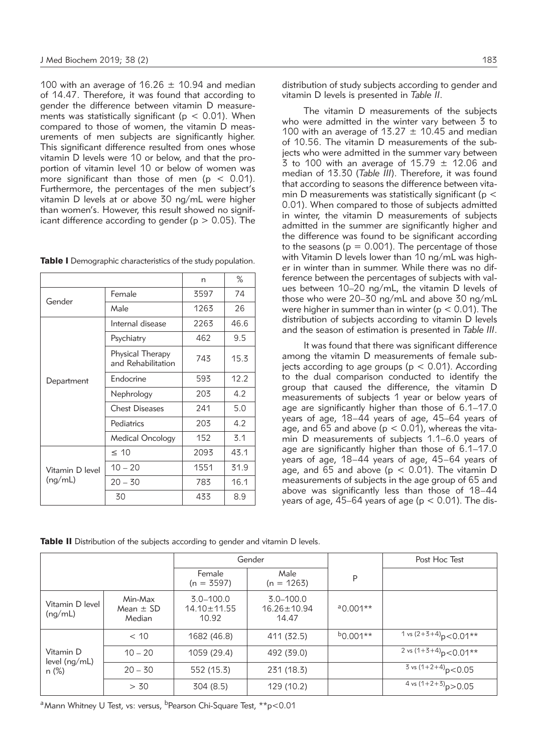100 with an average of 16.26 ± 10.94 and median of 14.47. Therefore, it was found that according to gender the difference between vitamin D measurements was statistically significant ($p < 0.01$). When compared to those of women, the vitamin D measurements of men subjects are significantly higher. This significant difference resulted from ones whose vitamin D levels were 10 or below, and that the proportion of vitamin level 10 or below of women was more significant than those of men ($p < 0.01$). Furthermore, the percentages of the men subject's vitamin D levels at or above 30 ng/mL were higher than women's. However, this result showed no significant difference according to gender ($p > 0.05$). The distribution of study subjects according to gender and vitamin D levels is presented in *Table II*.

**Table I** Demographic characteristics of the study population.

| | | n | % |
|---|---|---|---|
| Gender | Female | 3597 | 74 |
| | Male | 1263 | 26 |
| Department | Internal disease | 2263 | 46.6 |
| | Psychiatry | 462 | 9.5 |
| | Physical Therapy and Rehabilitation | 743 | 15.3 |
| | Endocrine | 593 | 12.2 |
| | Nephrology | 203 | 4.2 |
| | Chest Diseases | 241 | 5.0 |
| | Pediatrics | 203 | 4.2 |
| | Medical Oncology | 152 | 3.1 |
| Vitamin D level (ng/mL) | ≤ 10 | 2093 | 43.1 |
| | 10 – 20 | 1551 | 31.9 |
| | 20 – 30 | 783 | 16.1 |
| | 30 | 433 | 8.9 |

The vitamin D measurements of the subjects who were admitted in the winter vary between 3 to 100 with an average of 13.27 ± 10.45 and median of 10.56. The vitamin D measurements of the subjects who were admitted in the summer vary between 3 to 100 with an average of 15.79 ± 12.06 and median of 13.30 (*Table III*). Therefore, it was found that according to seasons the difference between vitamin D measurements was statistically significant ($p < 0.01$). When compared to those of subjects admitted in winter, the vitamin D measurements of subjects admitted in the summer are significantly higher and the difference was found to be significant according to the seasons ($p = 0.001$). The percentage of those with Vitamin D levels lower than 10 ng/mL was higher in winter than in summer. While there was no difference between the percentages of subjects with values between 10–20 ng/mL, the vitamin D levels of those who were 20–30 ng/mL and above 30 ng/mL were higher in summer than in winter ($p < 0.01$). The distribution of subjects according to vitamin D levels and the season of estimation is presented in *Table III*.

It was found that there was significant difference among the vitamin D measurements of female subjects according to age groups ($p < 0.01$). According to the dual comparison conducted to identify the group that caused the difference, the vitamin D measurements of subjects 1 year or below years of age are significantly higher than those of 6.1–17.0 years of age, 18–44 years of age, 45–64 years of age, and 65 and above ($p < 0.01$), whereas the vitamin D measurements of subjects 1.1–6.0 years of age are significantly higher than those of 6.1–17.0 years of age, 18–44 years of age, 45–64 years of age, and 65 and above ($p < 0.01$). The vitamin D measurements of subjects in the age group of 65 and above was significantly less than those of 18–44 years of age, 45–64 years of age ($p < 0.01$). The dis-

**Table II** Distribution of the subjects according to gender and vitamin D levels.

| | | Gender | | P | Post Hoc Test |
|---|---|---|---|---|---|
| | | Female (n = 3597) | Male (n = 1263) | | |
| Vitamin D level (ng/mL) | Min-Max<br>Mean ± SD<br>Median | 3.0–100.0<br>14.10±11.55<br>10.92 | 3.0–100.0<br>16.26±10.94<br>14.47 | [a]0.001** | |
| Vitamin D level (ng/mL) n (%) | < 10 | 1682 (46.8) | 411 (32.5) | [b]0.001** | $^{1 \text{ vs } (2+3+4)}p<0.01$** |
| | 10 – 20 | 1059 (29.4) | 492 (39.0) | | $^{2 \text{ vs } (1+3+4)}p<0.01$** |
| | 20 – 30 | 552 (15.3) | 231 (18.3) | | $^{3 \text{ vs } (1+2+4)}p<0.05$ |
| | > 30 | 304 (8.5) | 129 (10.2) | | $^{4 \text{ vs } (1+2+3)}p>0.05$ |

[a]Mann Whitney U Test, vs: versus, [b]Pearson Chi-Square Test, **$p<0.01$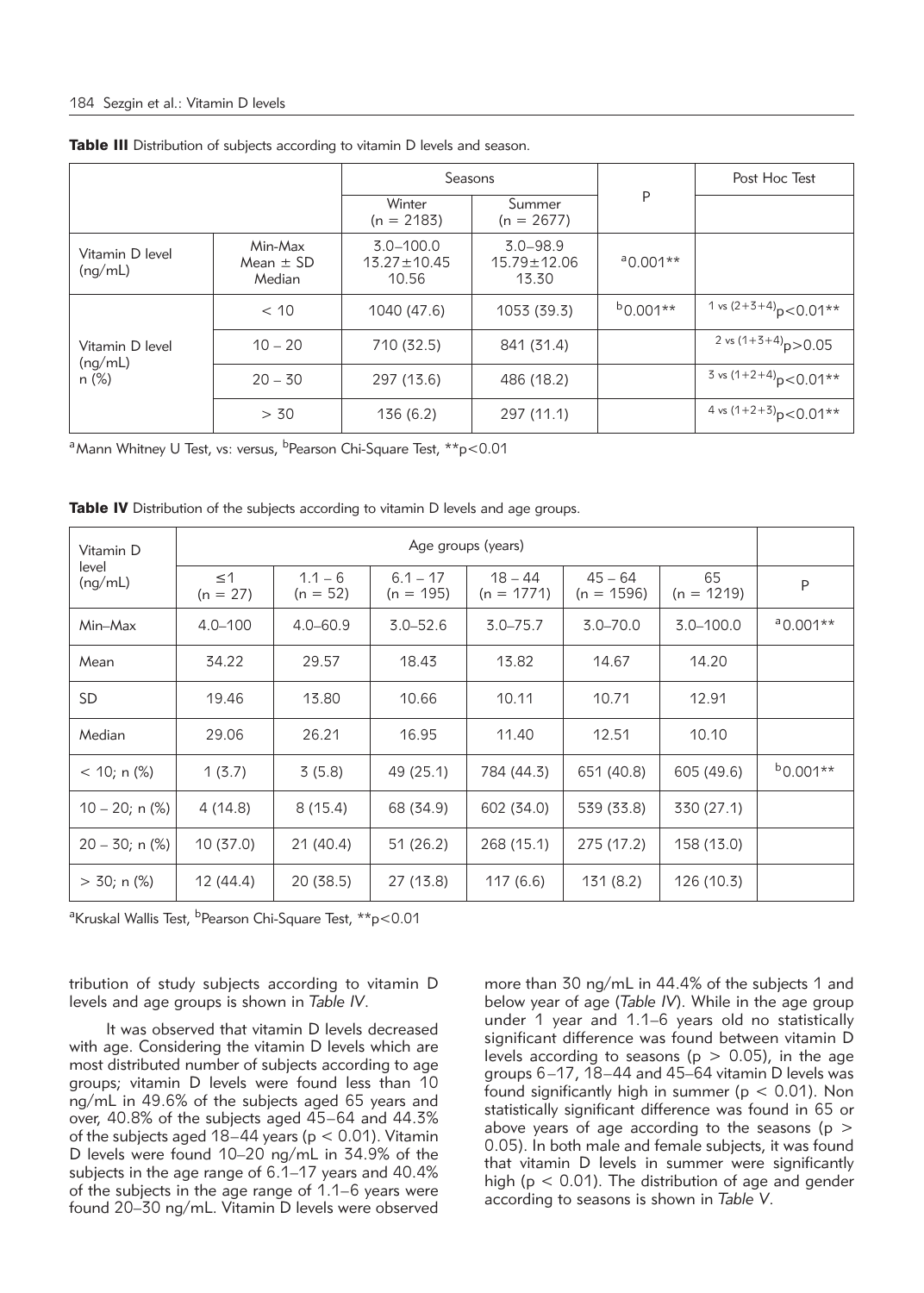**Table III** Distribution of subjects according to vitamin D levels and season.

| | | Seasons | | P | Post Hoc Test |
|---|---|---|---|---|---|
| | | Winter (n = 2183) | Summer (n = 2677) | | |
| Vitamin D level (ng/mL) | Min-Max<br>Mean ± SD<br>Median | 3.0–100.0<br>13.27±10.45<br>10.56 | 3.0–98.9<br>15.79±12.06<br>13.30 | [a]0.001** | |
| Vitamin D level (ng/mL) n (%) | < 10 | 1040 (47.6) | 1053 (39.3) | [b]0.001** | 1 vs (2+3+4) $p<0.01$** |
| | 10 – 20 | 710 (32.5) | 841 (31.4) | | 2 vs (1+3+4) $p>0.05$ |
| | 20 – 30 | 297 (13.6) | 486 (18.2) | | 3 vs (1+2+4) $p<0.01$** |
| | > 30 | 136 (6.2) | 297 (11.1) | | 4 vs (1+2+3) $p<0.01$** |

[a]Mann Whitney U Test, vs: versus, [b]Pearson Chi-Square Test, **$p<0.01$

**Table IV** Distribution of the subjects according to vitamin D levels and age groups.

| Vitamin D level (ng/mL) | Age groups (years) | | | | | | |
|---|---|---|---|---|---|---|---|
| | ≤1 (n = 27) | 1.1 – 6 (n = 52) | 6.1 – 17 (n = 195) | 18 – 44 (n = 1771) | 45 – 64 (n = 1596) | 65 (n = 1219) | P |
| Min–Max | 4.0–100 | 4.0–60.9 | 3.0–52.6 | 3.0–75.7 | 3.0–70.0 | 3.0–100.0 | [a]0.001** |
| Mean | 34.22 | 29.57 | 18.43 | 13.82 | 14.67 | 14.20 | |
| SD | 19.46 | 13.80 | 10.66 | 10.11 | 10.71 | 12.91 | |
| Median | 29.06 | 26.21 | 16.95 | 11.40 | 12.51 | 10.10 | |
| < 10; n (%) | 1 (3.7) | 3 (5.8) | 49 (25.1) | 784 (44.3) | 651 (40.8) | 605 (49.6) | [b]0.001** |
| 10 – 20; n (%) | 4 (14.8) | 8 (15.4) | 68 (34.9) | 602 (34.0) | 539 (33.8) | 330 (27.1) | |
| 20 – 30; n (%) | 10 (37.0) | 21 (40.4) | 51 (26.2) | 268 (15.1) | 275 (17.2) | 158 (13.0) | |
| > 30; n (%) | 12 (44.4) | 20 (38.5) | 27 (13.8) | 117 (6.6) | 131 (8.2) | 126 (10.3) | |

[a]Kruskal Wallis Test, [b]Pearson Chi-Square Test, **$p<0.01$

tribution of study subjects according to vitamin D levels and age groups is shown in *Table IV*.

It was observed that vitamin D levels decreased with age. Considering the vitamin D levels which are most distributed number of subjects according to age groups; vitamin D levels were found less than 10 ng/mL in 49.6% of the subjects aged 65 years and over, 40.8% of the subjects aged 45–64 and 44.3% of the subjects aged 18–44 years ($p < 0.01$). Vitamin D levels were found 10–20 ng/mL in 34.9% of the subjects in the age range of 6.1–17 years and 40.4% of the subjects in the age range of 1.1–6 years were found 20–30 ng/mL. Vitamin D levels were observed more than 30 ng/mL in 44.4% of the subjects 1 and below year of age (*Table IV*). While in the age group under 1 year and 1.1–6 years old no statistically significant difference was found between vitamin D levels according to seasons ($p > 0.05$), in the age groups 6–17, 18–44 and 45–64 vitamin D levels was found significantly high in summer ($p < 0.01$). Non statistically significant difference was found in 65 or above years of age according to the seasons ($p > 0.05$). In both male and female subjects, it was found that vitamin D levels in summer were significantly high ($p < 0.01$). The distribution of age and gender according to seasons is shown in *Table V*.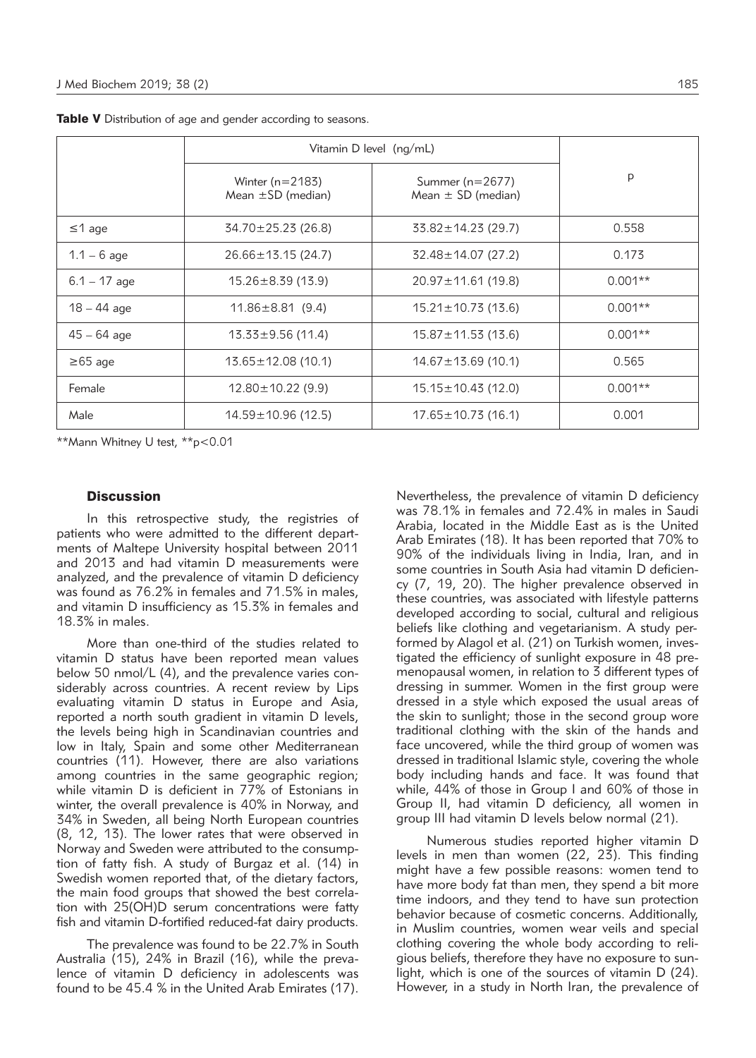**Table V** Distribution of age and gender according to seasons.

| | Vitamin D level (ng/mL) | | p |
|---|---|---|---|
| | Winter (n=2183) Mean ±SD (median) | Summer (n=2677) Mean ± SD (median) | |
| ≤1 age | 34.70±25.23 (26.8) | 33.82±14.23 (29.7) | 0.558 |
| 1.1 – 6 age | 26.66±13.15 (24.7) | 32.48±14.07 (27.2) | 0.173 |
| 6.1 – 17 age | 15.26±8.39 (13.9) | 20.97±11.61 (19.8) | 0.001** |
| 18 – 44 age | 11.86±8.81 (9.4) | 15.21±10.73 (13.6) | 0.001** |
| 45 – 64 age | 13.33±9.56 (11.4) | 15.87±11.53 (13.6) | 0.001** |
| ≥65 age | 13.65±12.08 (10.1) | 14.67±13.69 (10.1) | 0.565 |
| Female | 12.80±10.22 (9.9) | 15.15±10.43 (12.0) | 0.001** |
| Male | 14.59±10.96 (12.5) | 17.65±10.73 (16.1) | 0.001 |

**Mann Whitney U test, **$p<0.01$

## Discussion

In this retrospective study, the registries of patients who were admitted to the different departments of Maltepe University hospital between 2011 and 2013 and had vitamin D measurements were analyzed, and the prevalence of vitamin D deficiency was found as 76.2% in females and 71.5% in males, and vitamin D insufficiency as 15.3% in females and 18.3% in males.

More than one-third of the studies related to vitamin D status have been reported mean values below 50 nmol/L (4), and the prevalence varies considerably across countries. A recent review by Lips evaluating vitamin D status in Europe and Asia, reported a north south gradient in vitamin D levels, the levels being high in Scandinavian countries and low in Italy, Spain and some other Mediterranean countries (11). However, there are also variations among countries in the same geographic region; while vitamin D is deficient in 77% of Estonians in winter, the overall prevalence is 40% in Norway, and 34% in Sweden, all being North European countries (8, 12, 13). The lower rates that were observed in Norway and Sweden were attributed to the consumption of fatty fish. A study of Burgaz et al. (14) in Swedish women reported that, of the dietary factors, the main food groups that showed the best correlation with 25(OH)D serum concentrations were fatty fish and vitamin D-fortified reduced-fat dairy products.

The prevalence was found to be 22.7% in South Australia (15), 24% in Brazil (16), while the prevalence of vitamin D deficiency in adolescents was found to be 45.4 % in the United Arab Emirates (17). Nevertheless, the prevalence of vitamin D deficiency was 78.1% in females and 72.4% in males in Saudi Arabia, located in the Middle East as is the United Arab Emirates (18). It has been reported that 70% to 90% of the individuals living in India, Iran, and in some countries in South Asia had vitamin D deficiency (7, 19, 20). The higher prevalence observed in these countries, was associated with lifestyle patterns developed according to social, cultural and religious beliefs like clothing and vegetarianism. A study performed by Alagol et al. (21) on Turkish women, investigated the efficiency of sunlight exposure in 48 premenopausal women, in relation to 3 different types of dressing in summer. Women in the first group were dressed in a style which exposed the usual areas of the skin to sunlight; those in the second group wore traditional clothing with the skin of the hands and face uncovered, while the third group of women was dressed in traditional Islamic style, covering the whole body including hands and face. It was found that while, 44% of those in Group I and 60% of those in Group II, had vitamin D deficiency, all women in group III had vitamin D levels below normal (21).

Numerous studies reported higher vitamin D levels in men than women (22, 23). This finding might have a few possible reasons: women tend to have more body fat than men, they spend a bit more time indoors, and they tend to have sun protection behavior because of cosmetic concerns. Additionally, in Muslim countries, women wear veils and special clothing covering the whole body according to religious beliefs, therefore they have no exposure to sunlight, which is one of the sources of vitamin D (24). However, in a study in North Iran, the prevalence of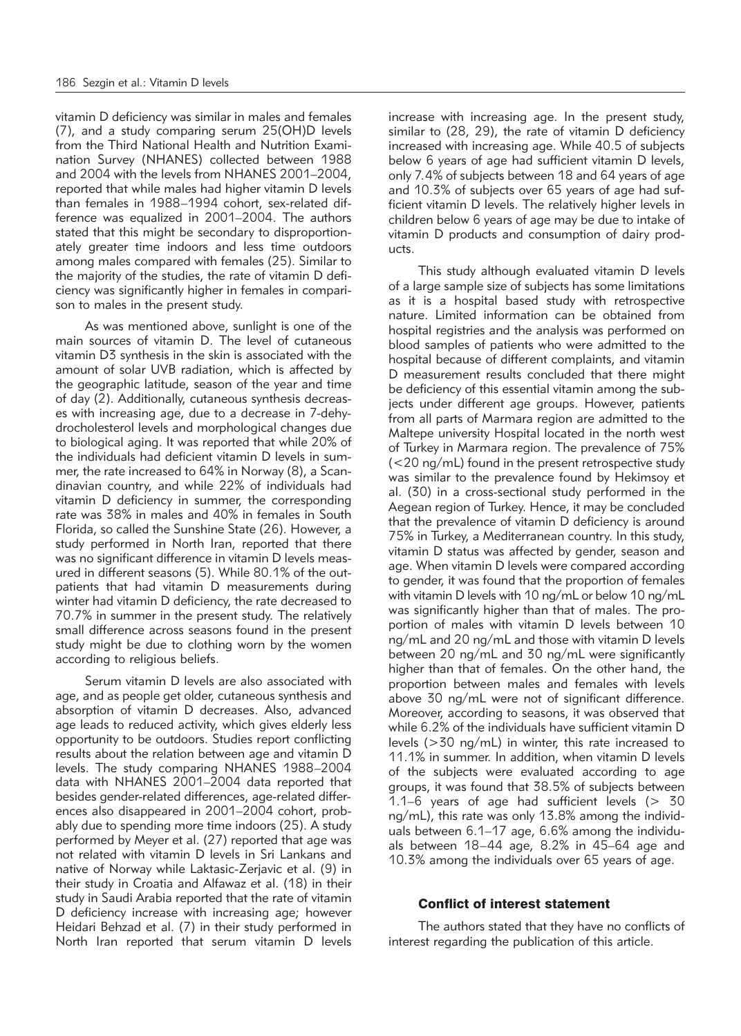vitamin D deficiency was similar in males and females (7), and a study comparing serum 25(OH)D levels from the Third National Health and Nutrition Examination Survey (NHANES) collected between 1988 and 2004 with the levels from NHANES 2001–2004, reported that while males had higher vitamin D levels than females in 1988–1994 cohort, sex-related difference was equalized in 2001–2004. The authors stated that this might be secondary to disproportionately greater time indoors and less time outdoors among males compared with females (25). Similar to the majority of the studies, the rate of vitamin D deficiency was significantly higher in females in comparison to males in the present study.

As was mentioned above, sunlight is one of the main sources of vitamin D. The level of cutaneous vitamin D3 synthesis in the skin is associated with the amount of solar UVB radiation, which is affected by the geographic latitude, season of the year and time of day (2). Additionally, cutaneous synthesis decreases with increasing age, due to a decrease in 7-dehydrocholesterol levels and morphological changes due to biological aging. It was reported that while 20% of the individuals had deficient vitamin D levels in summer, the rate increased to 64% in Norway (8), a Scandinavian country, and while 22% of individuals had vitamin D deficiency in summer, the corresponding rate was 38% in males and 40% in females in South Florida, so called the Sunshine State (26). However, a study performed in North Iran, reported that there was no significant difference in vitamin D levels measured in different seasons (5). While 80.1% of the outpatients that had vitamin D measurements during winter had vitamin D deficiency, the rate decreased to 70.7% in summer in the present study. The relatively small difference across seasons found in the present study might be due to clothing worn by the women according to religious beliefs.

Serum vitamin D levels are also associated with age, and as people get older, cutaneous synthesis and absorption of vitamin D decreases. Also, advanced age leads to reduced activity, which gives elderly less opportunity to be outdoors. Studies report conflicting results about the relation between age and vitamin D levels. The study comparing NHANES 1988–2004 data with NHANES 2001–2004 data reported that besides gender-related differences, age-related differences also disappeared in 2001–2004 cohort, probably due to spending more time indoors (25). A study performed by Meyer et al. (27) reported that age was not related with vitamin D levels in Sri Lankans and native of Norway while Laktasic-Zerjavic et al. (9) in their study in Croatia and Alfawaz et al. (18) in their study in Saudi Arabia reported that the rate of vitamin D deficiency increase with increasing age; however Heidari Behzad et al. (7) in their study performed in North Iran reported that serum vitamin D levels increase with increasing age. In the present study, similar to (28, 29), the rate of vitamin D deficiency increased with increasing age. While 40.5 of subjects below 6 years of age had sufficient vitamin D levels, only 7.4% of subjects between 18 and 64 years of age and 10.3% of subjects over 65 years of age had sufficient vitamin D levels. The relatively higher levels in children below 6 years of age may be due to intake of vitamin D products and consumption of dairy products.

This study although evaluated vitamin D levels of a large sample size of subjects has some limitations as it is a hospital based study with retrospective nature. Limited information can be obtained from hospital registries and the analysis was performed on blood samples of patients who were admitted to the hospital because of different complaints, and vitamin D measurement results concluded that there might be deficiency of this essential vitamin among the subjects under different age groups. However, patients from all parts of Marmara region are admitted to the Maltepe university Hospital located in the north west of Turkey in Marmara region. The prevalence of 75% (<20 ng/mL) found in the present retrospective study was similar to the prevalence found by Hekimsoy et al. (30) in a cross-sectional study performed in the Aegean region of Turkey. Hence, it may be concluded that the prevalence of vitamin D deficiency is around 75% in Turkey, a Mediterranean country. In this study, vitamin D status was affected by gender, season and age. When vitamin D levels were compared according to gender, it was found that the proportion of females with vitamin D levels with 10 ng/mL or below 10 ng/mL was significantly higher than that of males. The proportion of males with vitamin D levels between 10 ng/mL and 20 ng/mL and those with vitamin D levels between 20 ng/mL and 30 ng/mL were significantly higher than that of females. On the other hand, the proportion between males and females with levels above 30 ng/mL were not of significant difference. Moreover, according to seasons, it was observed that while 6.2% of the individuals have sufficient vitamin D levels (>30 ng/mL) in winter, this rate increased to 11.1% in summer. In addition, when vitamin D levels of the subjects were evaluated according to age groups, it was found that 38.5% of subjects between 1.1–6 years of age had sufficient levels (> 30 ng/mL), this rate was only 13.8% among the individuals between 6.1–17 age, 6.6% among the individuals between 18–44 age, 8.2% in 45–64 age and 10.3% among the individuals over 65 years of age.

### Conflict of interest statement

The authors stated that they have no conflicts of interest regarding the publication of this article.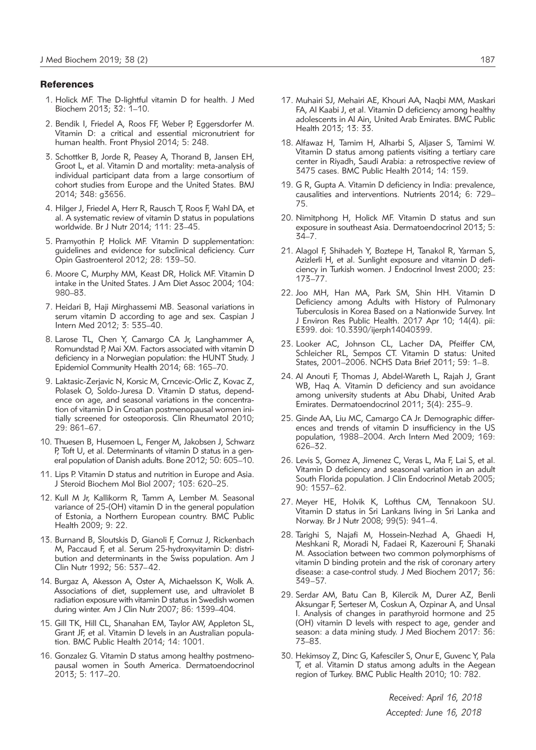## References

1. Holick MF. The D-lightful vitamin D for health. J Med Biochem 2013; 32: 1–10.
2. Bendik I, Friedel A, Roos FF, Weber P, Eggersdorfer M. Vitamin D: a critical and essential micronutrient for human health. Front Physiol 2014; 5: 248.
3. Schottker B, Jorde R, Peasey A, Thorand B, Jansen EH, Groot L, et al. Vitamin D and mortality: meta-analysis of individual participant data from a large consortium of cohort studies from Europe and the United States. BMJ 2014; 348: g3656.
4. Hilger J, Friedel A, Herr R, Rausch T, Roos F, Wahl DA, et al. A systematic review of vitamin D status in populations worldwide. Br J Nutr 2014; 111: 23–45.
5. Pramyothin P, Holick MF. Vitamin D supplementation: guidelines and evidence for subclinical deficiency. Curr Opin Gastroenterol 2012; 28: 139–50.
6. Moore C, Murphy MM, Keast DR, Holick MF. Vitamin D intake in the United States. J Am Diet Assoc 2004; 104: 980–83.
7. Heidari B, Haji Mirghassemi MB. Seasonal variations in serum vitamin D according to age and sex. Caspian J Intern Med 2012; 3: 535–40.
8. Larose TL, Chen Y, Camargo CA Jr, Langhammer A, Romundstad P, Mai XM. Factors associated with vitamin D deficiency in a Norwegian population: the HUNT Study. J Epidemiol Community Health 2014; 68: 165–70.
9. Laktasic-Zerjavic N, Korsic M, Crncevic-Orlic Z, Kovac Z, Polasek O, Soldo-Juresa D. Vitamin D status, dependence on age, and seasonal variations in the concentration of vitamin D in Croatian postmenopausal women initially screened for osteoporosis. Clin Rheumatol 2010; 29: 861–67.
10. Thuesen B, Husemoen L, Fenger M, Jakobsen J, Schwarz P, Toft U, et al. Determinants of vitamin D status in a general population of Danish adults. Bone 2012; 50: 605–10.
11. Lips P. Vitamin D status and nutrition in Europe and Asia. J Steroid Biochem Mol Biol 2007; 103: 620–25.
12. Kull M Jr, Kallikorm R, Tamm A, Lember M. Seasonal variance of 25-(OH) vitamin D in the general population of Estonia, a Northern European country. BMC Public Health 2009; 9: 22.
13. Burnand B, Sloutskis D, Gianoli F, Cornuz J, Rickenbach M, Paccaud F, et al. Serum 25-hydroxyvitamin D: distribution and determinants in the Swiss population. Am J Clin Nutr 1992; 56: 537–42.
14. Burgaz A, Akesson A, Oster A, Michaelsson K, Wolk A. Associations of diet, supplement use, and ultraviolet B radiation exposure with vitamin D status in Swedish women during winter. Am J Clin Nutr 2007; 86: 1399–404.
15. Gill TK, Hill CL, Shanahan EM, Taylor AW, Appleton SL, Grant JF, et al. Vitamin D levels in an Australian population. BMC Public Health 2014; 14: 1001.
16. Gonzalez G. Vitamin D status among healthy postmenopausal women in South America. Dermatoendocrinol 2013; 5: 117–20.
17. Muhairi SJ, Mehairi AE, Khouri AA, Naqbi MM, Maskari FA, Al Kaabi J, et al. Vitamin D deficiency among healthy adolescents in Al Ain, United Arab Emirates. BMC Public Health 2013; 13: 33.
18. Alfawaz H, Tamim H, Alharbi S, Aljaser S, Tamimi W. Vitamin D status among patients visiting a tertiary care center in Riyadh, Saudi Arabia: a retrospective review of 3475 cases. BMC Public Health 2014; 14: 159.
19. G R, Gupta A. Vitamin D deficiency in India: prevalence, causalities and interventions. Nutrients 2014; 6: 729–75.
20. Nimitphong H, Holick MF. Vitamin D status and sun exposure in southeast Asia. Dermatoendocrinol 2013; 5: 34–7.
21. Alagol F, Shihadeh Y, Boztepe H, Tanakol R, Yarman S, Azizlerli H, et al. Sunlight exposure and vitamin D deficiency in Turkish women. J Endocrinol Invest 2000; 23: 173–77.
22. Joo MH, Han MA, Park SM, Shin HH. Vitamin D Deficiency among Adults with History of Pulmonary Tuberculosis in Korea Based on a Nationwide Survey. Int J Environ Res Public Health. 2017 Apr 10; 14(4). pii: E399. doi: 10.3390/ijerph14040399.
23. Looker AC, Johnson CL, Lacher DA, Pfeiffer CM, Schleicher RL, Sempos CT. Vitamin D status: United States, 2001–2006. NCHS Data Brief 2011; 59: 1–8.
24. Al Anouti F, Thomas J, Abdel-Wareth L, Rajah J, Grant WB, Haq A. Vitamin D deficiency and sun avoidance among university students at Abu Dhabi, United Arab Emirates. Dermatoendocrinol 2011; 3(4): 235–9.
25. Ginde AA, Liu MC, Camargo CA Jr. Demographic differences and trends of vitamin D insufficiency in the US population, 1988–2004. Arch Intern Med 2009; 169: 626–32.
26. Levis S, Gomez A, Jimenez C, Veras L, Ma F, Lai S, et al. Vitamin D deficiency and seasonal variation in an adult South Florida population. J Clin Endocrinol Metab 2005; 90: 1557–62.
27. Meyer HE, Holvik K, Lofthus CM, Tennakoon SU. Vitamin D status in Sri Lankans living in Sri Lanka and Norway. Br J Nutr 2008; 99(5): 941–4.
28. Tarighi S, Najafi M, Hossein-Nezhad A, Ghaedi H, Meshkani R, Moradi N, Fadaei R, Kazerouni F, Shanaki M. Association between two common polymorphisms of vitamin D binding protein and the risk of coronary artery disease: a case-control study. J Med Biochem 2017; 36: 349–57.
29. Serdar AM, Batu Can B, Kilercik M, Durer AZ, Benli Aksungar F, Serteser M, Coskun A, Ozpinar A, and Unsal I. Analysis of changes in parathyroid hormone and 25 (OH) vitamin D levels with respect to age, gender and season: a data mining study. J Med Biochem 2017: 36: 73–83.
30. Hekimsoy Z, Dinc G, Kafesciler S, Onur E, Guvenc Y, Pala T, et al. Vitamin D status among adults in the Aegean region of Turkey. BMC Public Health 2010; 10: 782.

*Received: April 16, 2018*

*Accepted: June 16, 2018*